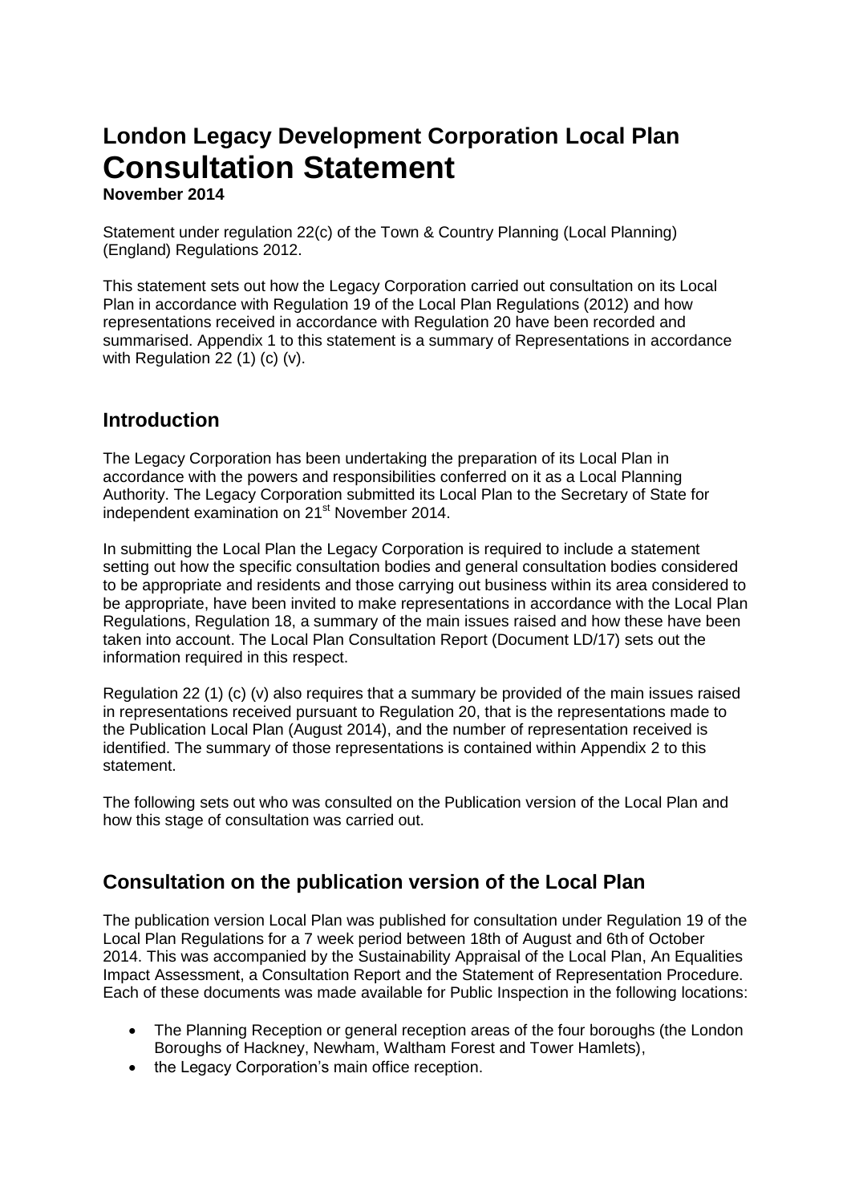# London Legacy Development Corporation Local Plan
# Consultation Statement

**November 2014**

Statement under regulation 22(c) of the Town & Country Planning (Local Planning) (England) Regulations 2012.

This statement sets out how the Legacy Corporation carried out consultation on its Local Plan in accordance with Regulation 19 of the Local Plan Regulations (2012) and how representations received in accordance with Regulation 20 have been recorded and summarised. Appendix 1 to this statement is a summary of Representations in accordance with Regulation 22 (1) (c) (v).

## Introduction

The Legacy Corporation has been undertaking the preparation of its Local Plan in accordance with the powers and responsibilities conferred on it as a Local Planning Authority. The Legacy Corporation submitted its Local Plan to the Secretary of State for independent examination on 21st November 2014.

In submitting the Local Plan the Legacy Corporation is required to include a statement setting out how the specific consultation bodies and general consultation bodies considered to be appropriate and residents and those carrying out business within its area considered to be appropriate, have been invited to make representations in accordance with the Local Plan Regulations, Regulation 18, a summary of the main issues raised and how these have been taken into account. The Local Plan Consultation Report (Document LD/17) sets out the information required in this respect.

Regulation 22 (1) (c) (v) also requires that a summary be provided of the main issues raised in representations received pursuant to Regulation 20, that is the representations made to the Publication Local Plan (August 2014), and the number of representation received is identified. The summary of those representations is contained within Appendix 2 to this statement.

The following sets out who was consulted on the Publication version of the Local Plan and how this stage of consultation was carried out.

## Consultation on the publication version of the Local Plan

The publication version Local Plan was published for consultation under Regulation 19 of the Local Plan Regulations for a 7 week period between 18th of August and 6th of October 2014. This was accompanied by the Sustainability Appraisal of the Local Plan, An Equalities Impact Assessment, a Consultation Report and the Statement of Representation Procedure. Each of these documents was made available for Public Inspection in the following locations:

- The Planning Reception or general reception areas of the four boroughs (the London Boroughs of Hackney, Newham, Waltham Forest and Tower Hamlets),
- the Legacy Corporation's main office reception.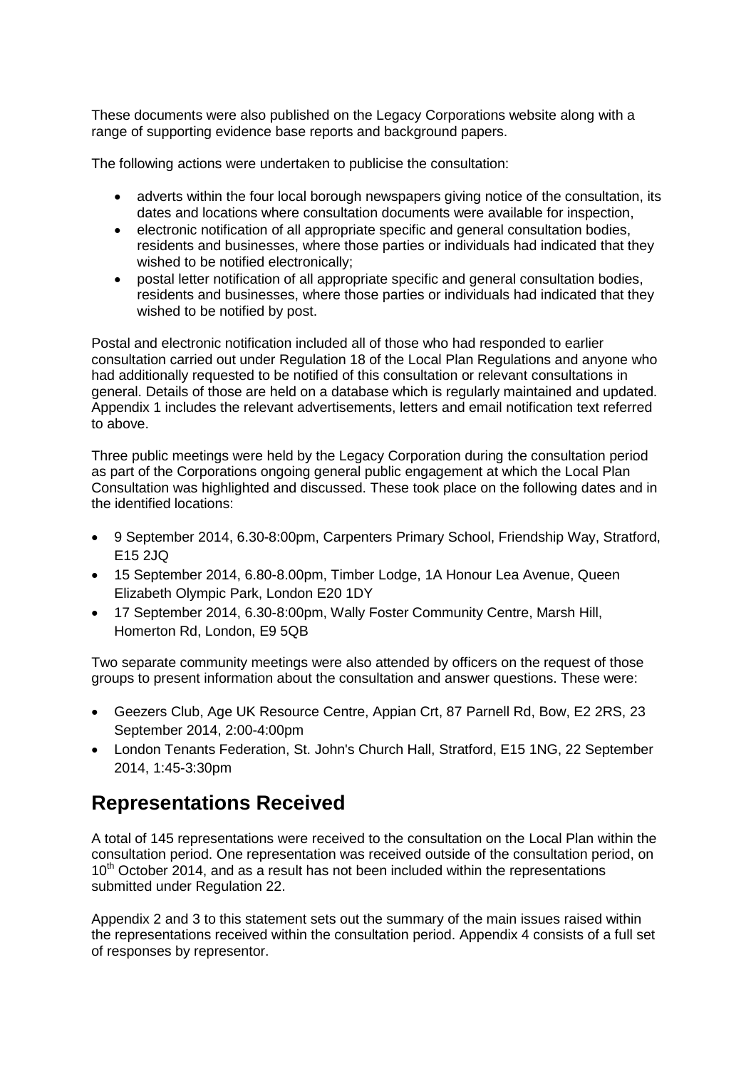These documents were also published on the Legacy Corporations website along with a range of supporting evidence base reports and background papers.

The following actions were undertaken to publicise the consultation:

- adverts within the four local borough newspapers giving notice of the consultation, its dates and locations where consultation documents were available for inspection,
- electronic notification of all appropriate specific and general consultation bodies, residents and businesses, where those parties or individuals had indicated that they wished to be notified electronically;
- postal letter notification of all appropriate specific and general consultation bodies, residents and businesses, where those parties or individuals had indicated that they wished to be notified by post.

Postal and electronic notification included all of those who had responded to earlier consultation carried out under Regulation 18 of the Local Plan Regulations and anyone who had additionally requested to be notified of this consultation or relevant consultations in general. Details of those are held on a database which is regularly maintained and updated. Appendix 1 includes the relevant advertisements, letters and email notification text referred to above.

Three public meetings were held by the Legacy Corporation during the consultation period as part of the Corporations ongoing general public engagement at which the Local Plan Consultation was highlighted and discussed. These took place on the following dates and in the identified locations:

- 9 September 2014, 6.30-8:00pm, Carpenters Primary School, Friendship Way, Stratford, E15 2JQ
- 15 September 2014, 6.80-8.00pm, Timber Lodge, 1A Honour Lea Avenue, Queen Elizabeth Olympic Park, London E20 1DY
- 17 September 2014, 6.30-8:00pm, Wally Foster Community Centre, Marsh Hill, Homerton Rd, London, E9 5QB

Two separate community meetings were also attended by officers on the request of those groups to present information about the consultation and answer questions. These were:

- Geezers Club, Age UK Resource Centre, Appian Crt, 87 Parnell Rd, Bow, E2 2RS, 23 September 2014, 2:00-4:00pm
- London Tenants Federation, St. John's Church Hall, Stratford, E15 1NG, 22 September 2014, 1:45-3:30pm

## Representations Received

A total of 145 representations were received to the consultation on the Local Plan within the consultation period. One representation was received outside of the consultation period, on 10th October 2014, and as a result has not been included within the representations submitted under Regulation 22.

Appendix 2 and 3 to this statement sets out the summary of the main issues raised within the representations received within the consultation period. Appendix 4 consists of a full set of responses by representor.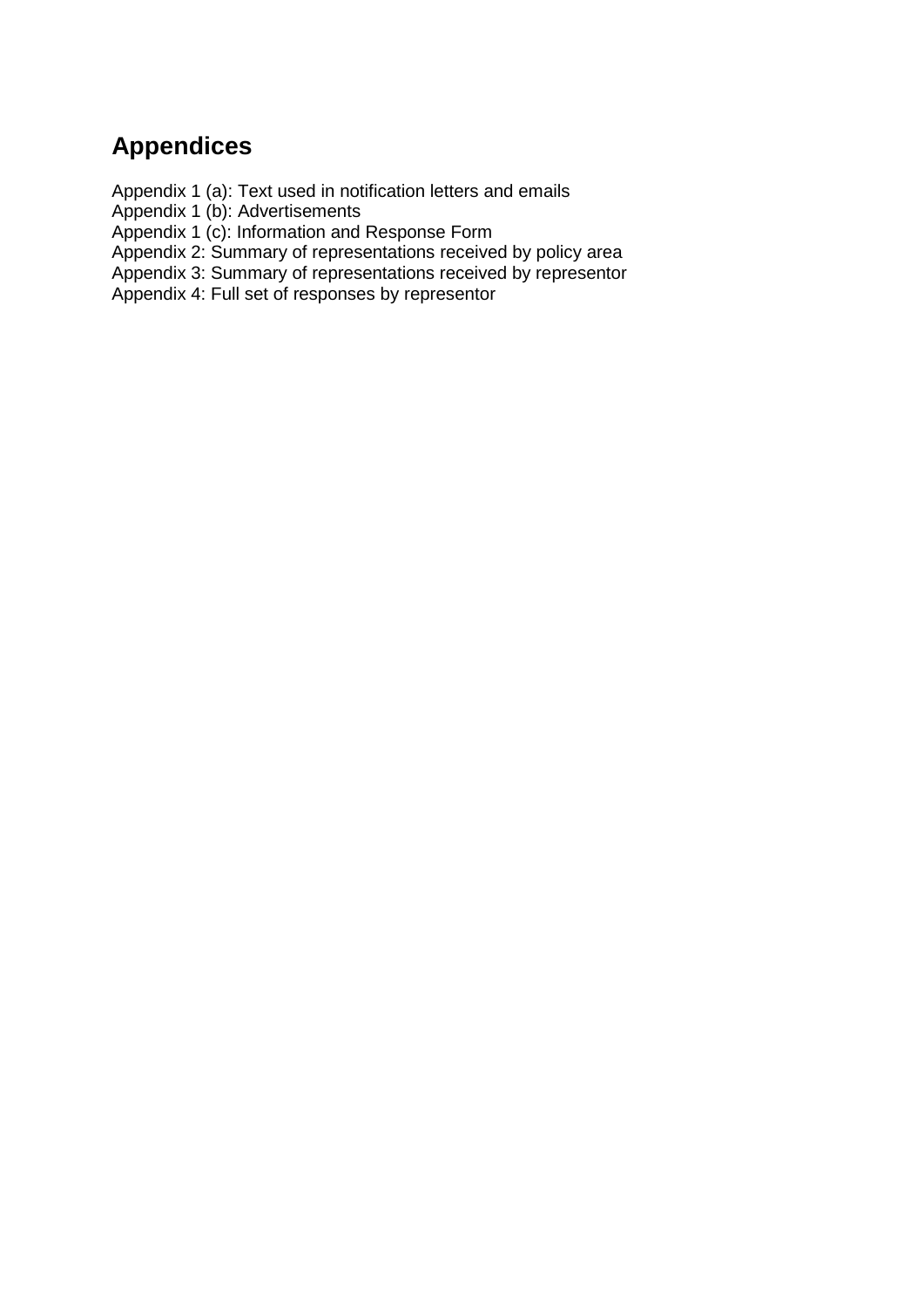## Appendices

Appendix 1 (a): Text used in notification letters and emails
Appendix 1 (b): Advertisements
Appendix 1 (c): Information and Response Form
Appendix 2: Summary of representations received by policy area
Appendix 3: Summary of representations received by representor
Appendix 4: Full set of responses by representor